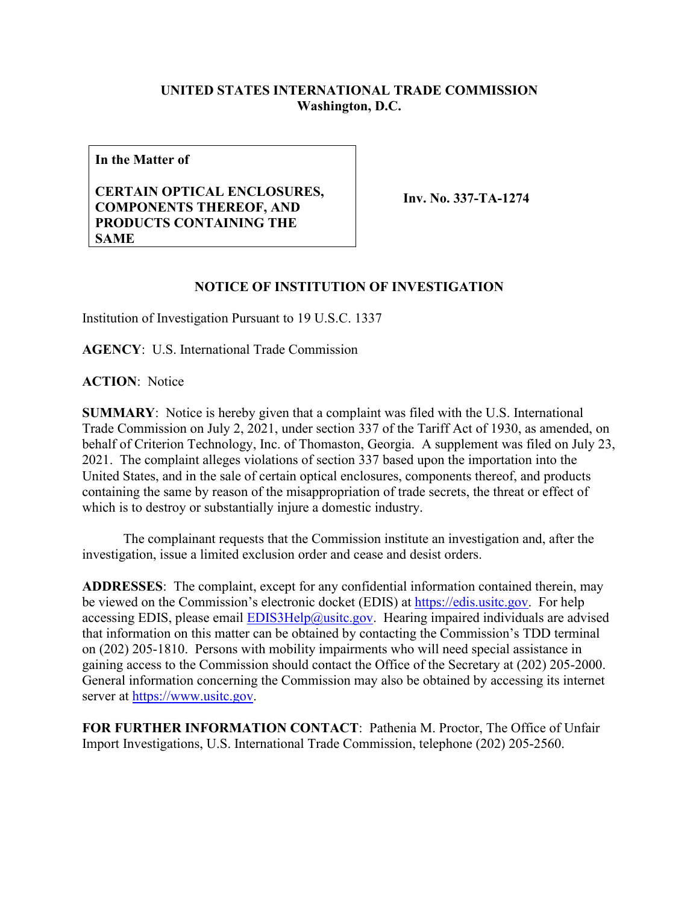**UNITED STATES INTERNATIONAL TRADE COMMISSION**
**Washington, D.C.**

| **In the Matter of** **CERTAIN OPTICAL ENCLOSURES, COMPONENTS THEREOF, AND PRODUCTS CONTAINING THE SAME** | **Inv. No. 337-TA-1274** |
|---|---|

## NOTICE OF INSTITUTION OF INVESTIGATION

Institution of Investigation Pursuant to 19 U.S.C. 1337

**AGENCY**: U.S. International Trade Commission

**ACTION**: Notice

**SUMMARY**: Notice is hereby given that a complaint was filed with the U.S. International Trade Commission on July 2, 2021, under section 337 of the Tariff Act of 1930, as amended, on behalf of Criterion Technology, Inc. of Thomaston, Georgia. A supplement was filed on July 23, 2021. The complaint alleges violations of section 337 based upon the importation into the United States, and in the sale of certain optical enclosures, components thereof, and products containing the same by reason of the misappropriation of trade secrets, the threat or effect of which is to destroy or substantially injure a domestic industry.

The complainant requests that the Commission institute an investigation and, after the investigation, issue a limited exclusion order and cease and desist orders.

**ADDRESSES**: The complaint, except for any confidential information contained therein, may be viewed on the Commission's electronic docket (EDIS) at https://edis.usitc.gov. For help accessing EDIS, please email EDIS3Help@usitc.gov. Hearing impaired individuals are advised that information on this matter can be obtained by contacting the Commission's TDD terminal on (202) 205-1810. Persons with mobility impairments who will need special assistance in gaining access to the Commission should contact the Office of the Secretary at (202) 205-2000. General information concerning the Commission may also be obtained by accessing its internet server at https://www.usitc.gov.

**FOR FURTHER INFORMATION CONTACT**: Pathenia M. Proctor, The Office of Unfair Import Investigations, U.S. International Trade Commission, telephone (202) 205-2560.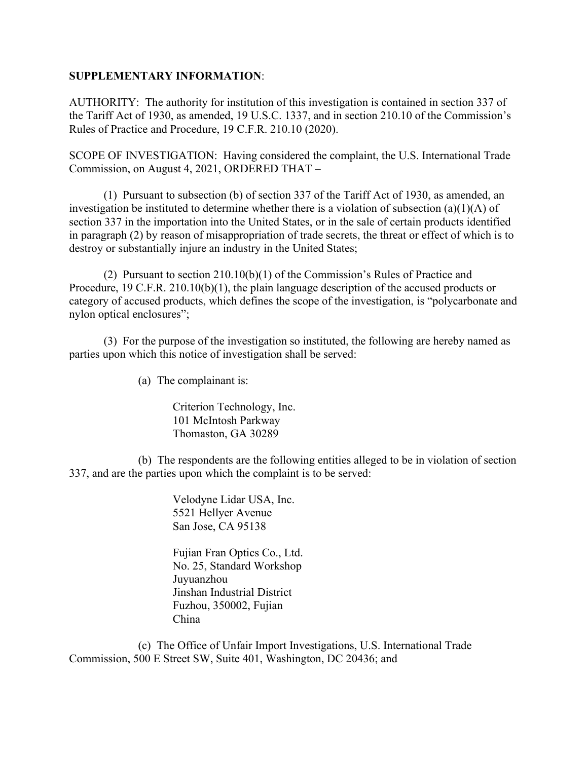**SUPPLEMENTARY INFORMATION**:

AUTHORITY: The authority for institution of this investigation is contained in section 337 of the Tariff Act of 1930, as amended, 19 U.S.C. 1337, and in section 210.10 of the Commission's Rules of Practice and Procedure, 19 C.F.R. 210.10 (2020).

SCOPE OF INVESTIGATION: Having considered the complaint, the U.S. International Trade Commission, on August 4, 2021, ORDERED THAT –

(1) Pursuant to subsection (b) of section 337 of the Tariff Act of 1930, as amended, an investigation be instituted to determine whether there is a violation of subsection (a)(1)(A) of section 337 in the importation into the United States, or in the sale of certain products identified in paragraph (2) by reason of misappropriation of trade secrets, the threat or effect of which is to destroy or substantially injure an industry in the United States;

(2) Pursuant to section 210.10(b)(1) of the Commission's Rules of Practice and Procedure, 19 C.F.R. 210.10(b)(1), the plain language description of the accused products or category of accused products, which defines the scope of the investigation, is "polycarbonate and nylon optical enclosures";

(3) For the purpose of the investigation so instituted, the following are hereby named as parties upon which this notice of investigation shall be served:

(a) The complainant is:

Criterion Technology, Inc.
101 McIntosh Parkway
Thomaston, GA 30289

(b) The respondents are the following entities alleged to be in violation of section 337, and are the parties upon which the complaint is to be served:

Velodyne Lidar USA, Inc.
5521 Hellyer Avenue
San Jose, CA 95138

Fujian Fran Optics Co., Ltd.
No. 25, Standard Workshop
Juyuanzhou
Jinshan Industrial District
Fuzhou, 350002, Fujian
China

(c) The Office of Unfair Import Investigations, U.S. International Trade Commission, 500 E Street SW, Suite 401, Washington, DC 20436; and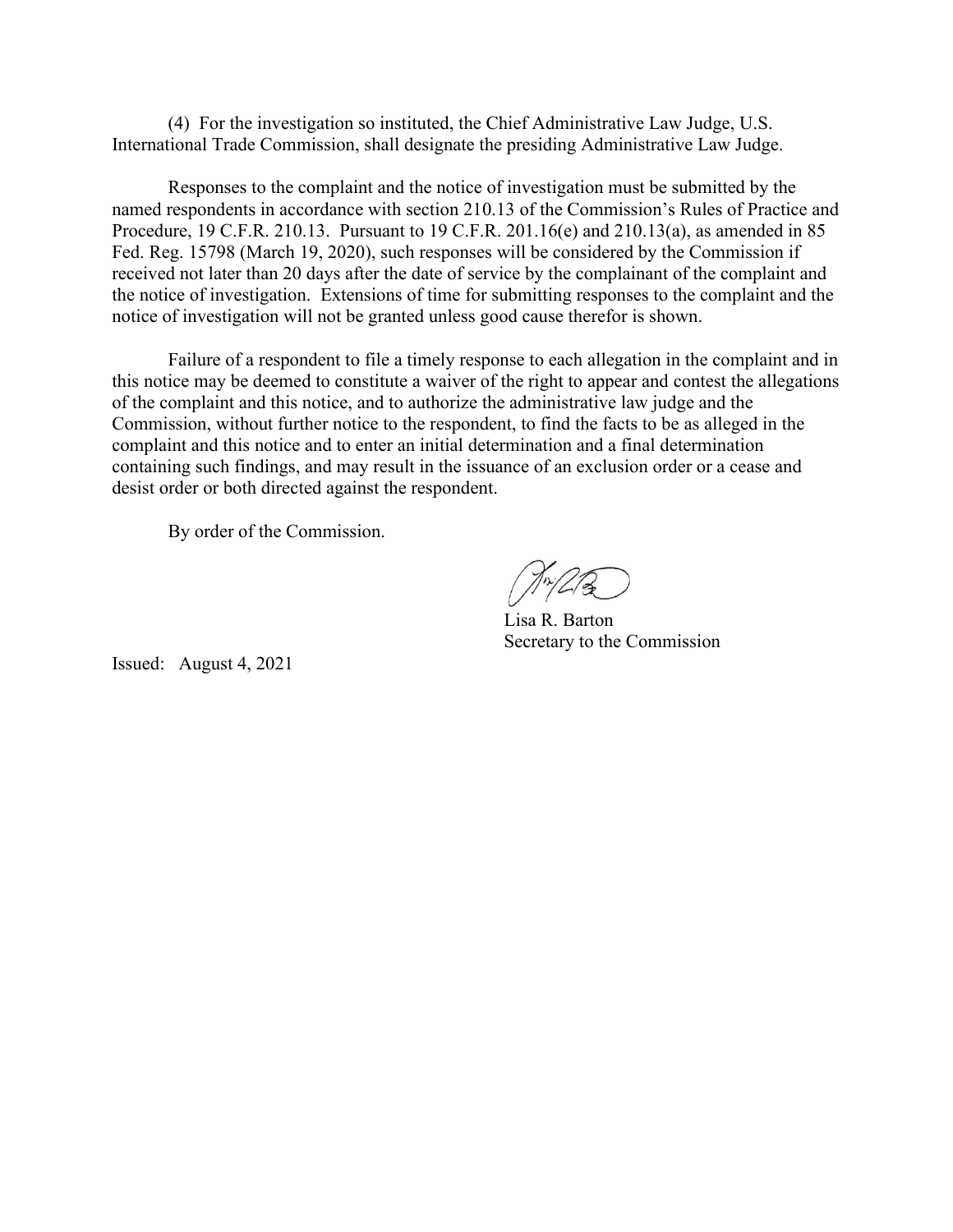(4) For the investigation so instituted, the Chief Administrative Law Judge, U.S. International Trade Commission, shall designate the presiding Administrative Law Judge.

Responses to the complaint and the notice of investigation must be submitted by the named respondents in accordance with section 210.13 of the Commission's Rules of Practice and Procedure, 19 C.F.R. 210.13. Pursuant to 19 C.F.R. 201.16(e) and 210.13(a), as amended in 85 Fed. Reg. 15798 (March 19, 2020), such responses will be considered by the Commission if received not later than 20 days after the date of service by the complainant of the complaint and the notice of investigation. Extensions of time for submitting responses to the complaint and the notice of investigation will not be granted unless good cause therefor is shown.

Failure of a respondent to file a timely response to each allegation in the complaint and in this notice may be deemed to constitute a waiver of the right to appear and contest the allegations of the complaint and this notice, and to authorize the administrative law judge and the Commission, without further notice to the respondent, to find the facts to be as alleged in the complaint and this notice and to enter an initial determination and a final determination containing such findings, and may result in the issuance of an exclusion order or a cease and desist order or both directed against the respondent.

By order of the Commission.

Lisa R. Barton
Secretary to the Commission

Issued: August 4, 2021